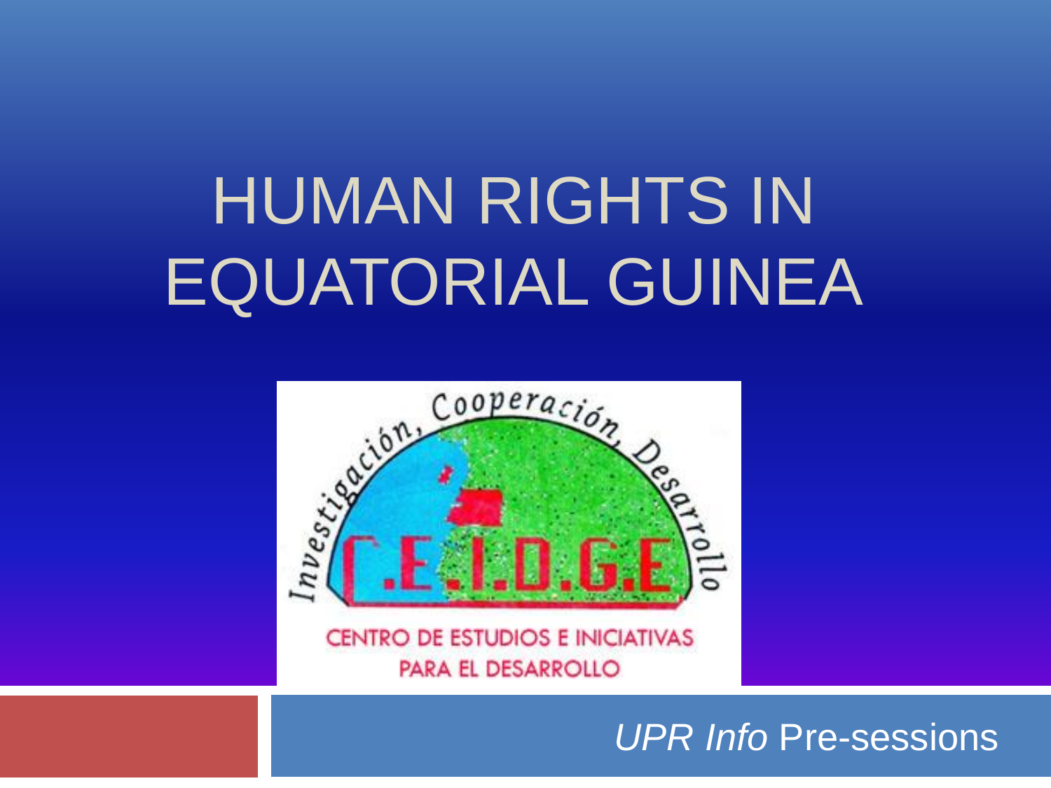# HUMAN RIGHTS IN EQUATORIAL GUINEA

Investigación, Cooperación, Desarrollo

C.E.I.D.G.E

CENTRO DE ESTUDIOS E INICIATIVAS PARA EL DESARROLLO

*UPR Info* Pre-sessions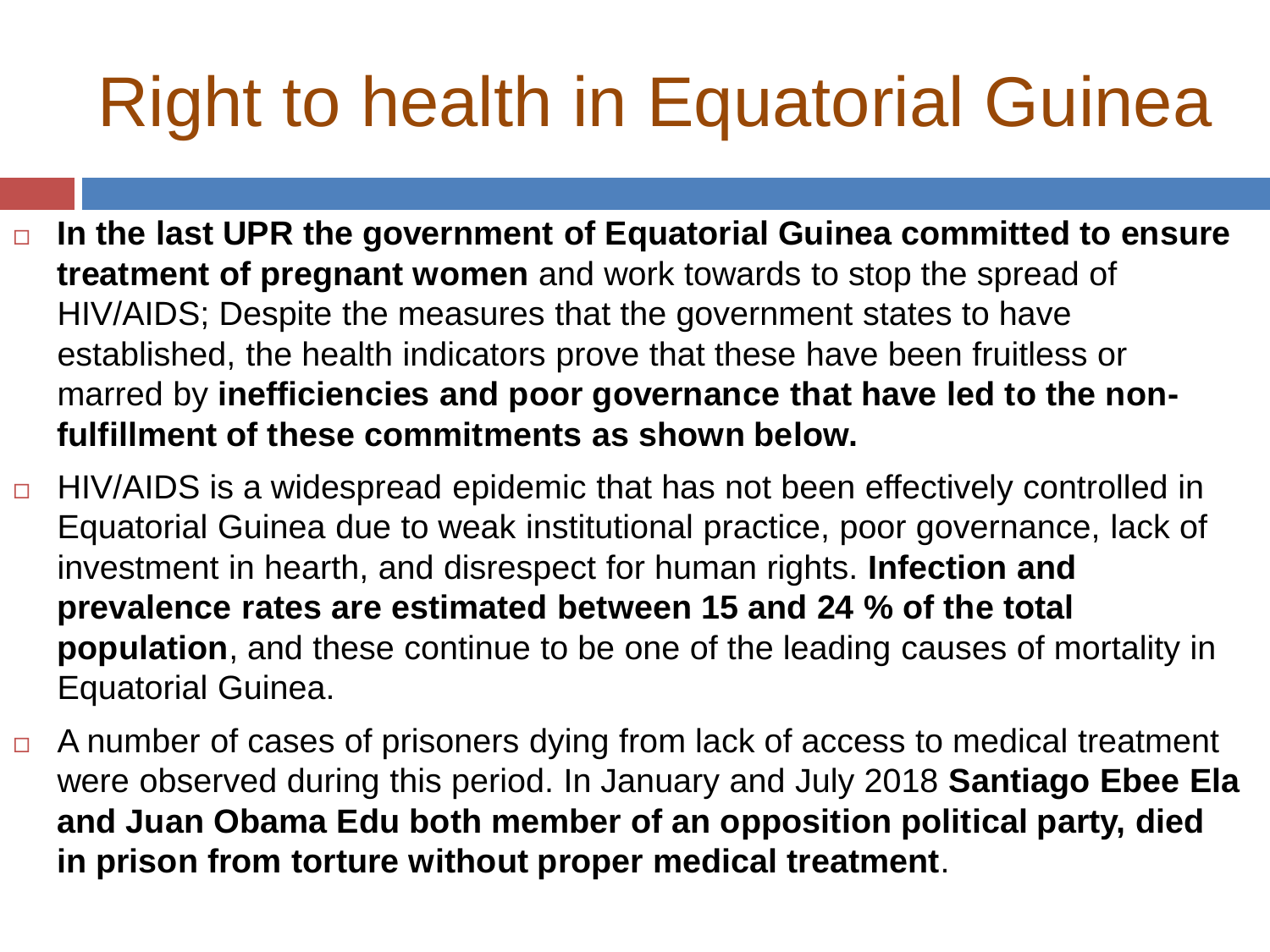# Right to health in Equatorial Guinea

- **In the last UPR the government of Equatorial Guinea committed to ensure treatment of pregnant women** and work towards to stop the spread of HIV/AIDS; Despite the measures that the government states to have established, the health indicators prove that these have been fruitless or marred by **inefficiencies and poor governance that have led to the non-fulfillment of these commitments as shown below.**
- HIV/AIDS is a widespread epidemic that has not been effectively controlled in Equatorial Guinea due to weak institutional practice, poor governance, lack of investment in hearth, and disrespect for human rights. **Infection and prevalence rates are estimated between 15 and 24 % of the total population**, and these continue to be one of the leading causes of mortality in Equatorial Guinea.
- A number of cases of prisoners dying from lack of access to medical treatment were observed during this period. In January and July 2018 **Santiago Ebee Ela and Juan Obama Edu both member of an opposition political party, died in prison from torture without proper medical treatment**.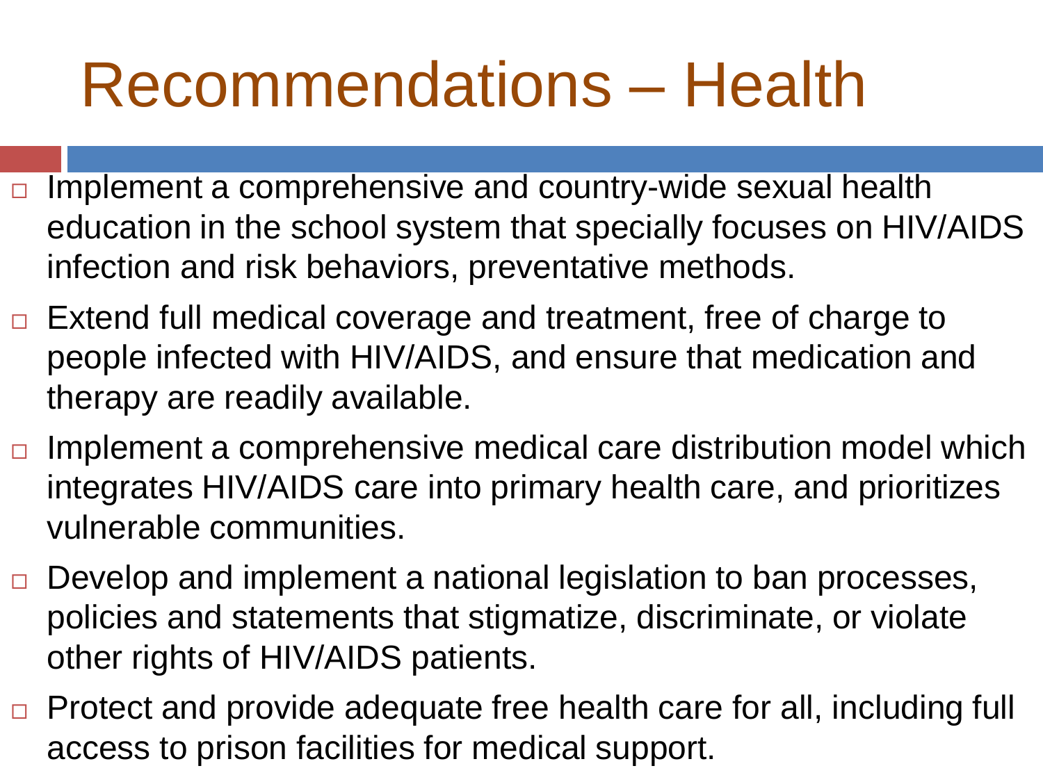# Recommendations – Health

- Implement a comprehensive and country-wide sexual health education in the school system that specially focuses on HIV/AIDS infection and risk behaviors, preventative methods.
- Extend full medical coverage and treatment, free of charge to people infected with HIV/AIDS, and ensure that medication and therapy are readily available.
- Implement a comprehensive medical care distribution model which integrates HIV/AIDS care into primary health care, and prioritizes vulnerable communities.
- Develop and implement a national legislation to ban processes, policies and statements that stigmatize, discriminate, or violate other rights of HIV/AIDS patients.
- Protect and provide adequate free health care for all, including full access to prison facilities for medical support.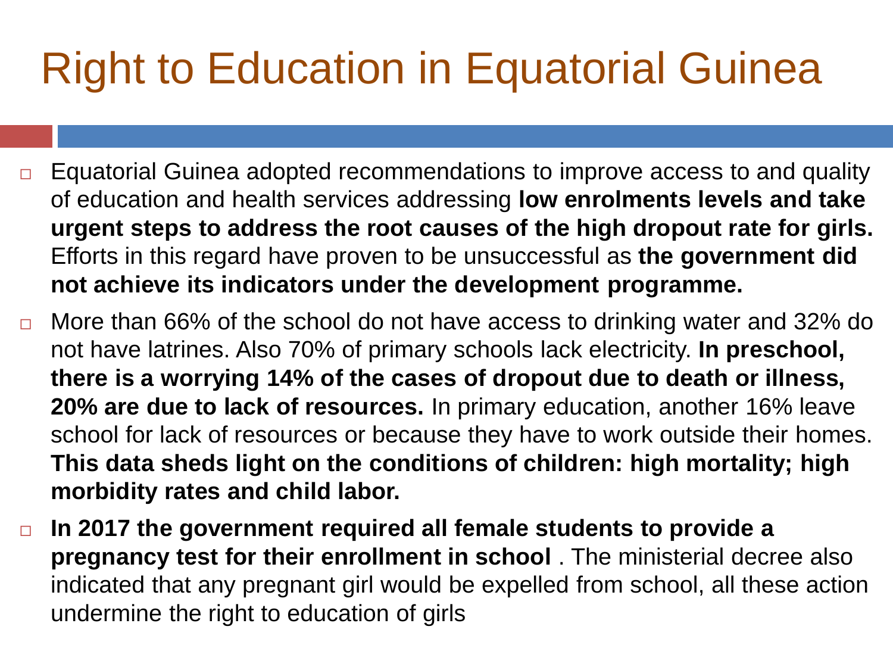# Right to Education in Equatorial Guinea

- Equatorial Guinea adopted recommendations to improve access to and quality of education and health services addressing **low enrolments levels and take urgent steps to address the root causes of the high dropout rate for girls.** Efforts in this regard have proven to be unsuccessful as **the government did not achieve its indicators under the development programme.**
- More than 66% of the school do not have access to drinking water and 32% do not have latrines. Also 70% of primary schools lack electricity. **In preschool, there is a worrying 14% of the cases of dropout due to death or illness, 20% are due to lack of resources.** In primary education, another 16% leave school for lack of resources or because they have to work outside their homes. **This data sheds light on the conditions of children: high mortality; high morbidity rates and child labor.**
- **In 2017 the government required all female students to provide a pregnancy test for their enrollment in school** . The ministerial decree also indicated that any pregnant girl would be expelled from school, all these action undermine the right to education of girls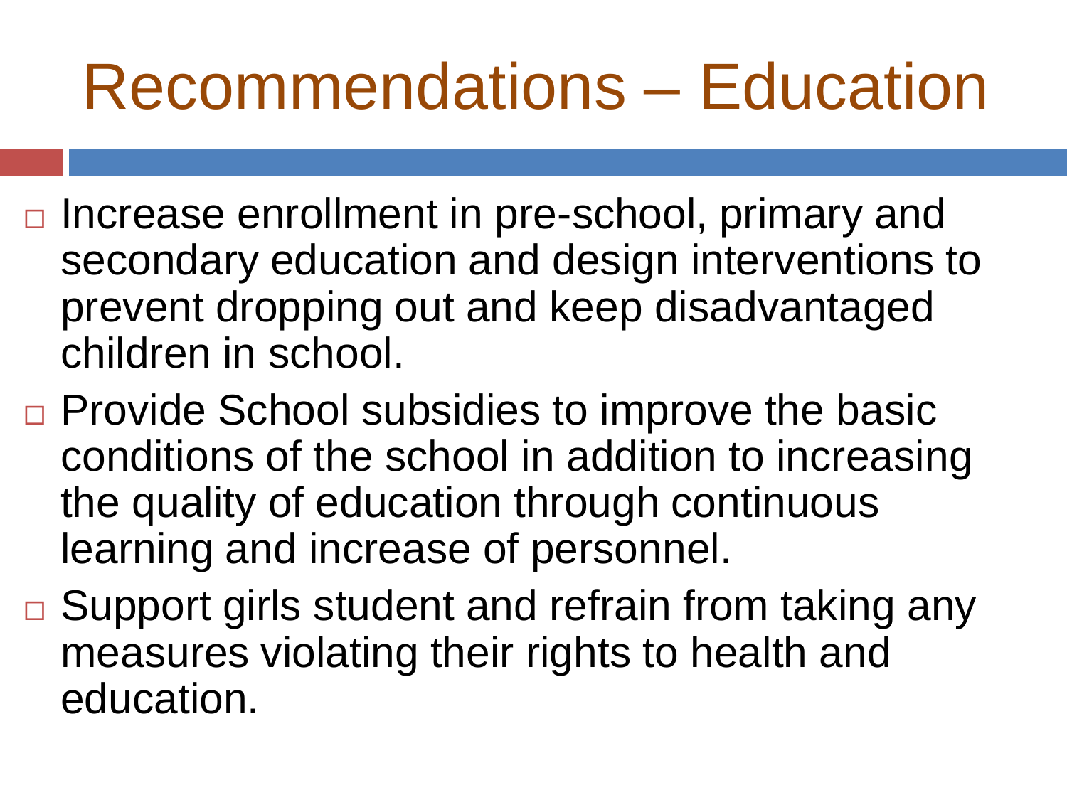# Recommendations – Education

- Increase enrollment in pre-school, primary and secondary education and design interventions to prevent dropping out and keep disadvantaged children in school.
- Provide School subsidies to improve the basic conditions of the school in addition to increasing the quality of education through continuous learning and increase of personnel.
- Support girls student and refrain from taking any measures violating their rights to health and education.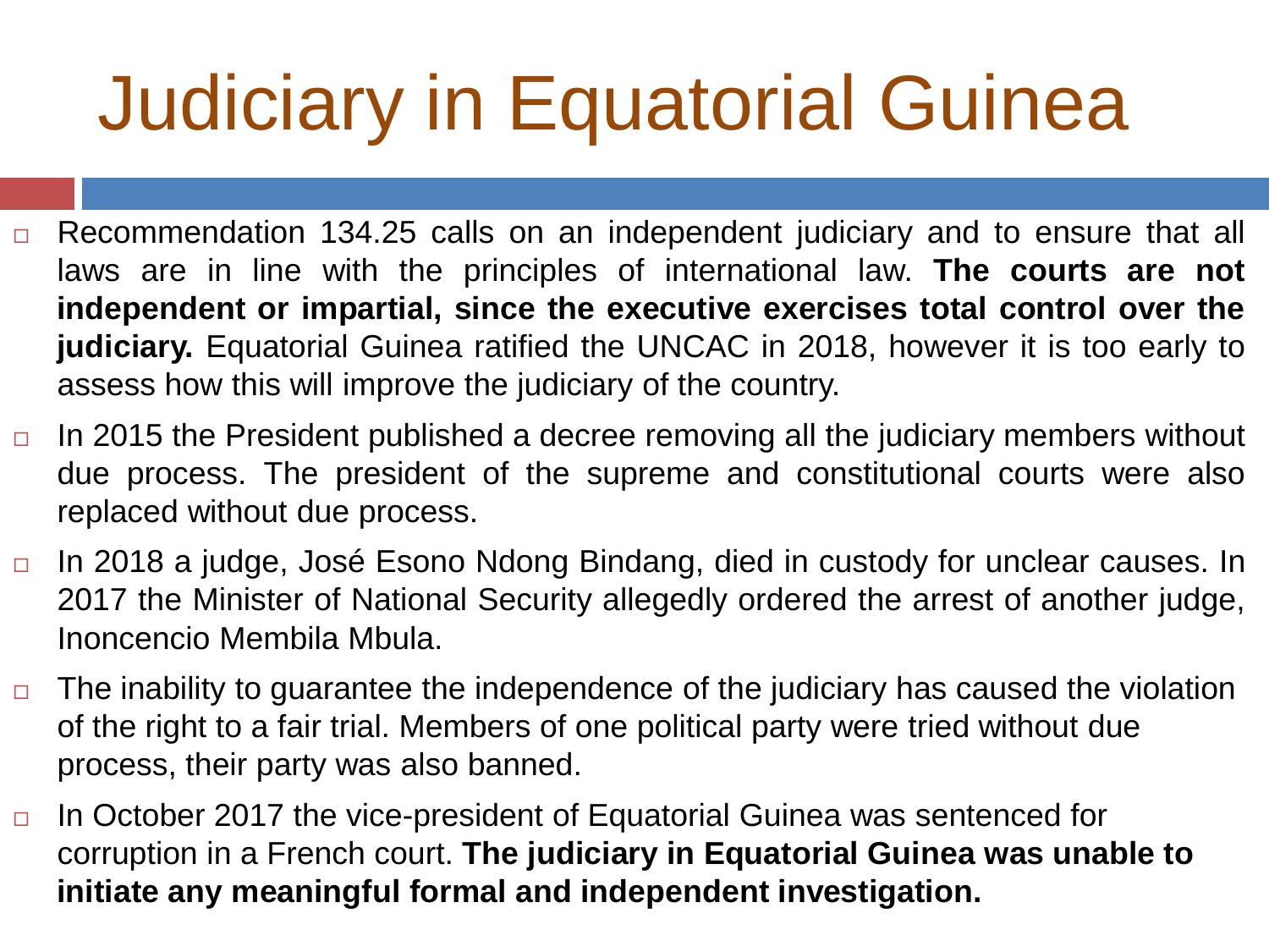# Judiciary in Equatorial Guinea

- Recommendation 134.25 calls on an independent judiciary and to ensure that all laws are in line with the principles of international law. **The courts are not independent or impartial, since the executive exercises total control over the judiciary.** Equatorial Guinea ratified the UNCAC in 2018, however it is too early to assess how this will improve the judiciary of the country.
- In 2015 the President published a decree removing all the judiciary members without due process. The president of the supreme and constitutional courts were also replaced without due process.
- In 2018 a judge, José Esono Ndong Bindang, died in custody for unclear causes. In 2017 the Minister of National Security allegedly ordered the arrest of another judge, Inoncencio Membila Mbula.
- The inability to guarantee the independence of the judiciary has caused the violation of the right to a fair trial. Members of one political party were tried without due process, their party was also banned.
- In October 2017 the vice-president of Equatorial Guinea was sentenced for corruption in a French court. **The judiciary in Equatorial Guinea was unable to initiate any meaningful formal and independent investigation.**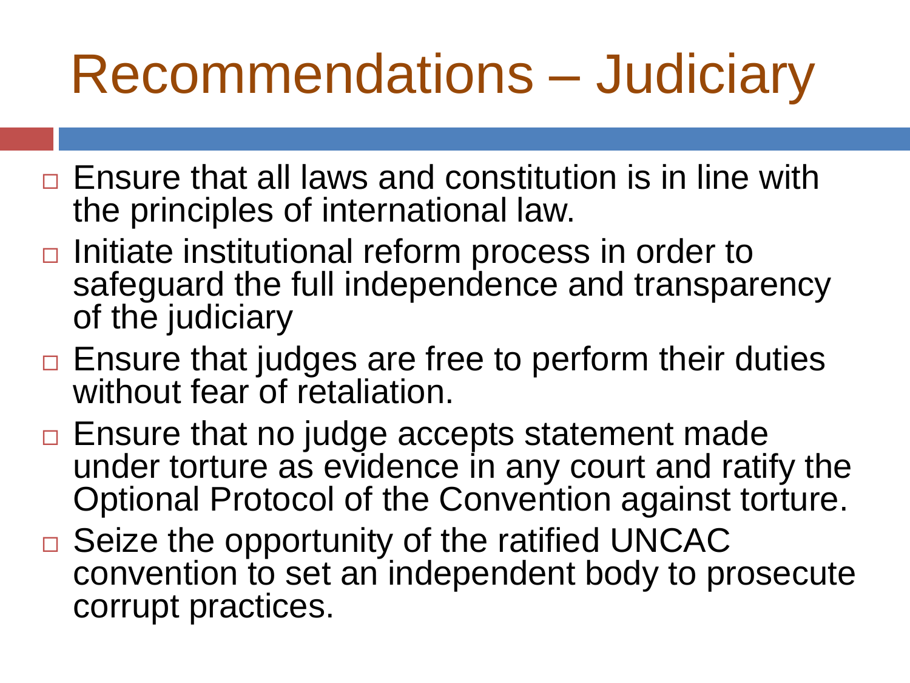# Recommendations – Judiciary

- Ensure that all laws and constitution is in line with the principles of international law.
- Initiate institutional reform process in order to safeguard the full independence and transparency of the judiciary
- Ensure that judges are free to perform their duties without fear of retaliation.
- Ensure that no judge accepts statement made under torture as evidence in any court and ratify the Optional Protocol of the Convention against torture.
- Seize the opportunity of the ratified UNCAC convention to set an independent body to prosecute corrupt practices.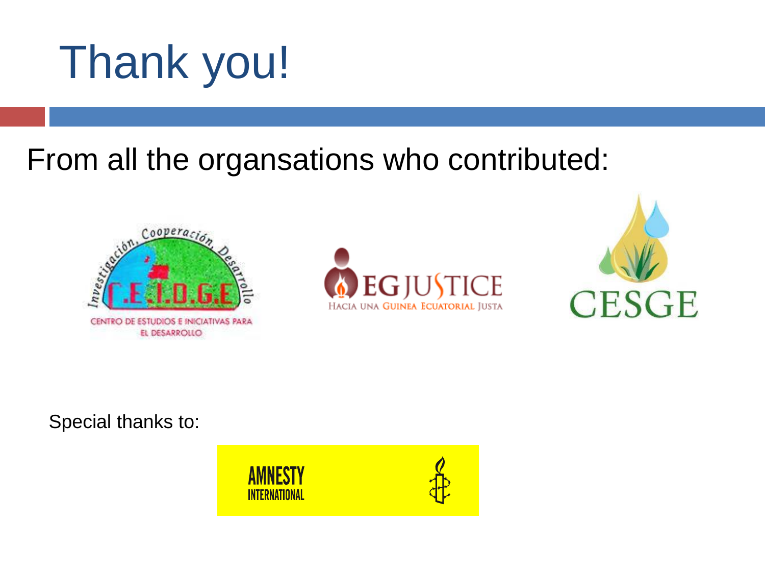# Thank you!

From all the organsations who contributed:

Special thanks to: